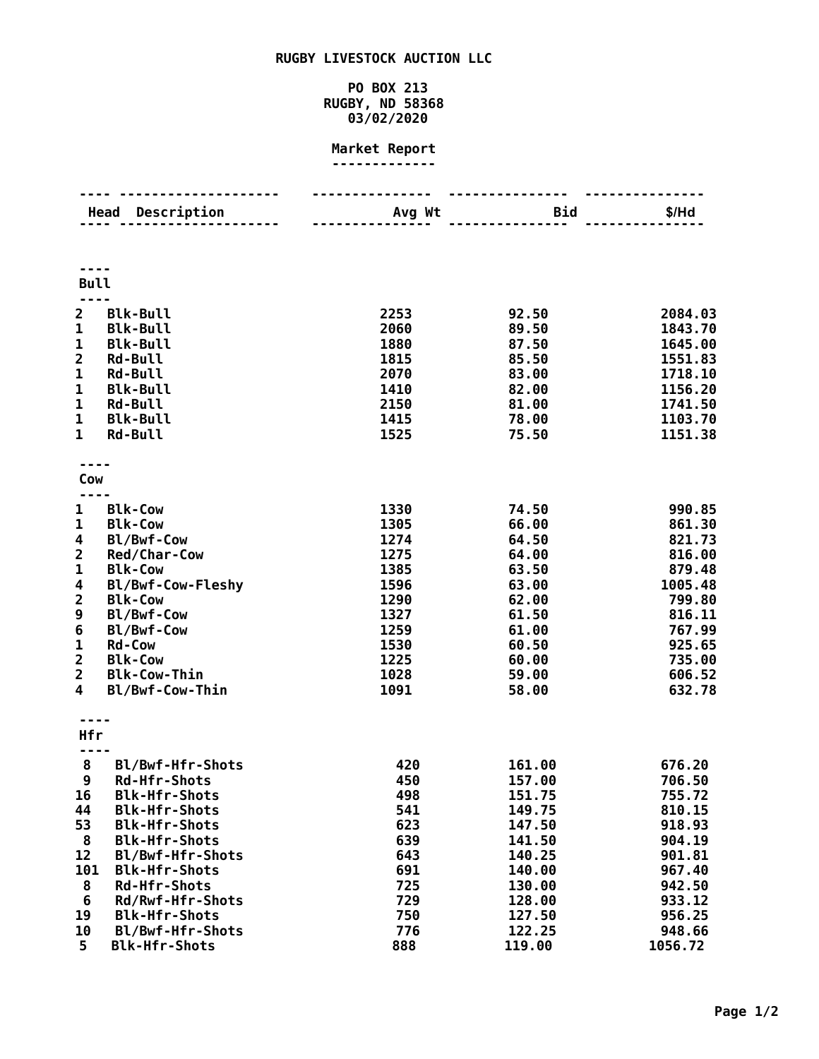# RUGBY LIVESTOCK AUCTION LLC

PO BOX 213
RUGBY, ND 58368
03/02/2020

## Market Report

| Head | Description | Avg Wt | Bid | $/Hd |
|---|---|---|---|---|
| **Bull** | | | | |
| 2 | Blk-Bull | 2253 | 92.50 | 2084.03 |
| 1 | Blk-Bull | 2060 | 89.50 | 1843.70 |
| 1 | Blk-Bull | 1880 | 87.50 | 1645.00 |
| 2 | Rd-Bull | 1815 | 85.50 | 1551.83 |
| 1 | Rd-Bull | 2070 | 83.00 | 1718.10 |
| 1 | Blk-Bull | 1410 | 82.00 | 1156.20 |
| 1 | Rd-Bull | 2150 | 81.00 | 1741.50 |
| 1 | Blk-Bull | 1415 | 78.00 | 1103.70 |
| 1 | Rd-Bull | 1525 | 75.50 | 1151.38 |
| **Cow** | | | | |
| 1 | Blk-Cow | 1330 | 74.50 | 990.85 |
| 1 | Blk-Cow | 1305 | 66.00 | 861.30 |
| 4 | Bl/Bwf-Cow | 1274 | 64.50 | 821.73 |
| 2 | Red/Char-Cow | 1275 | 64.00 | 816.00 |
| 1 | Blk-Cow | 1385 | 63.50 | 879.48 |
| 4 | Bl/Bwf-Cow-Fleshy | 1596 | 63.00 | 1005.48 |
| 2 | Blk-Cow | 1290 | 62.00 | 799.80 |
| 9 | Bl/Bwf-Cow | 1327 | 61.50 | 816.11 |
| 6 | Bl/Bwf-Cow | 1259 | 61.00 | 767.99 |
| 1 | Rd-Cow | 1530 | 60.50 | 925.65 |
| 2 | Blk-Cow | 1225 | 60.00 | 735.00 |
| 2 | Blk-Cow-Thin | 1028 | 59.00 | 606.52 |
| 4 | Bl/Bwf-Cow-Thin | 1091 | 58.00 | 632.78 |
| **Hfr** | | | | |
| 8 | Bl/Bwf-Hfr-Shots | 420 | 161.00 | 676.20 |
| 9 | Rd-Hfr-Shots | 450 | 157.00 | 706.50 |
| 16 | Blk-Hfr-Shots | 498 | 151.75 | 755.72 |
| 44 | Blk-Hfr-Shots | 541 | 149.75 | 810.15 |
| 53 | Blk-Hfr-Shots | 623 | 147.50 | 918.93 |
| 8 | Blk-Hfr-Shots | 639 | 141.50 | 904.19 |
| 12 | Bl/Bwf-Hfr-Shots | 643 | 140.25 | 901.81 |
| 101 | Blk-Hfr-Shots | 691 | 140.00 | 967.40 |
| 8 | Rd-Hfr-Shots | 725 | 130.00 | 942.50 |
| 6 | Rd/Rwf-Hfr-Shots | 729 | 128.00 | 933.12 |
| 19 | Blk-Hfr-Shots | 750 | 127.50 | 956.25 |
| 10 | Bl/Bwf-Hfr-Shots | 776 | 122.25 | 948.66 |
| 5 | Blk-Hfr-Shots | 888 | 119.00 | 1056.72 |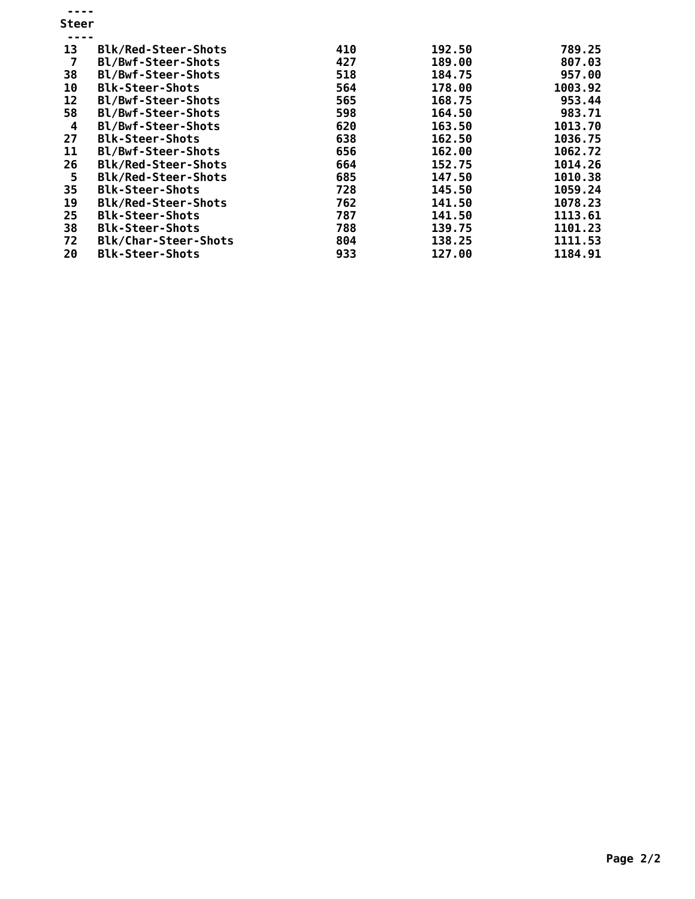----
Steer
----

| | | | | |
|---|---|---|---|---|
| 13 | Blk/Red-Steer-Shots | 410 | 192.50 | 789.25 |
| 7 | Bl/Bwf-Steer-Shots | 427 | 189.00 | 807.03 |
| 38 | Bl/Bwf-Steer-Shots | 518 | 184.75 | 957.00 |
| 10 | Blk-Steer-Shots | 564 | 178.00 | 1003.92 |
| 12 | Bl/Bwf-Steer-Shots | 565 | 168.75 | 953.44 |
| 58 | Bl/Bwf-Steer-Shots | 598 | 164.50 | 983.71 |
| 4 | Bl/Bwf-Steer-Shots | 620 | 163.50 | 1013.70 |
| 27 | Blk-Steer-Shots | 638 | 162.50 | 1036.75 |
| 11 | Bl/Bwf-Steer-Shots | 656 | 162.00 | 1062.72 |
| 26 | Blk/Red-Steer-Shots | 664 | 152.75 | 1014.26 |
| 5 | Blk/Red-Steer-Shots | 685 | 147.50 | 1010.38 |
| 35 | Blk-Steer-Shots | 728 | 145.50 | 1059.24 |
| 19 | Blk/Red-Steer-Shots | 762 | 141.50 | 1078.23 |
| 25 | Blk-Steer-Shots | 787 | 141.50 | 1113.61 |
| 38 | Blk-Steer-Shots | 788 | 139.75 | 1101.23 |
| 72 | Blk/Char-Steer-Shots | 804 | 138.25 | 1111.53 |
| 20 | Blk-Steer-Shots | 933 | 127.00 | 1184.91 |